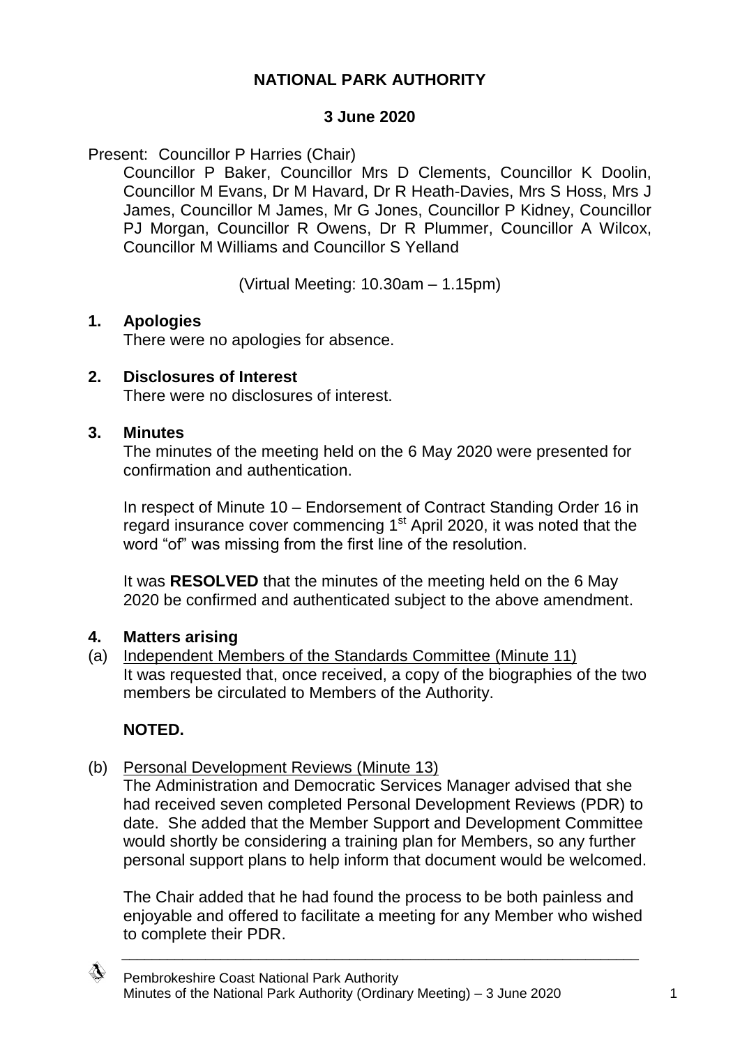# NATIONAL PARK AUTHORITY

**3 June 2020**

Present: Councillor P Harries (Chair)

Councillor P Baker, Councillor Mrs D Clements, Councillor K Doolin, Councillor M Evans, Dr M Havard, Dr R Heath-Davies, Mrs S Hoss, Mrs J James, Councillor M James, Mr G Jones, Councillor P Kidney, Councillor PJ Morgan, Councillor R Owens, Dr R Plummer, Councillor A Wilcox, Councillor M Williams and Councillor S Yelland

(Virtual Meeting: 10.30am – 1.15pm)

## 1. Apologies

There were no apologies for absence.

## 2. Disclosures of Interest

There were no disclosures of interest.

## 3. Minutes

The minutes of the meeting held on the 6 May 2020 were presented for confirmation and authentication.

In respect of Minute 10 – Endorsement of Contract Standing Order 16 in regard insurance cover commencing 1st April 2020, it was noted that the word "of" was missing from the first line of the resolution.

It was **RESOLVED** that the minutes of the meeting held on the 6 May 2020 be confirmed and authenticated subject to the above amendment.

## 4. Matters arising

(a) Independent Members of the Standards Committee (Minute 11)

It was requested that, once received, a copy of the biographies of the two members be circulated to Members of the Authority.

**NOTED.**

(b) Personal Development Reviews (Minute 13)

The Administration and Democratic Services Manager advised that she had received seven completed Personal Development Reviews (PDR) to date. She added that the Member Support and Development Committee would shortly be considering a training plan for Members, so any further personal support plans to help inform that document would be welcomed.

The Chair added that he had found the process to be both painless and enjoyable and offered to facilitate a meeting for any Member who wished to complete their PDR.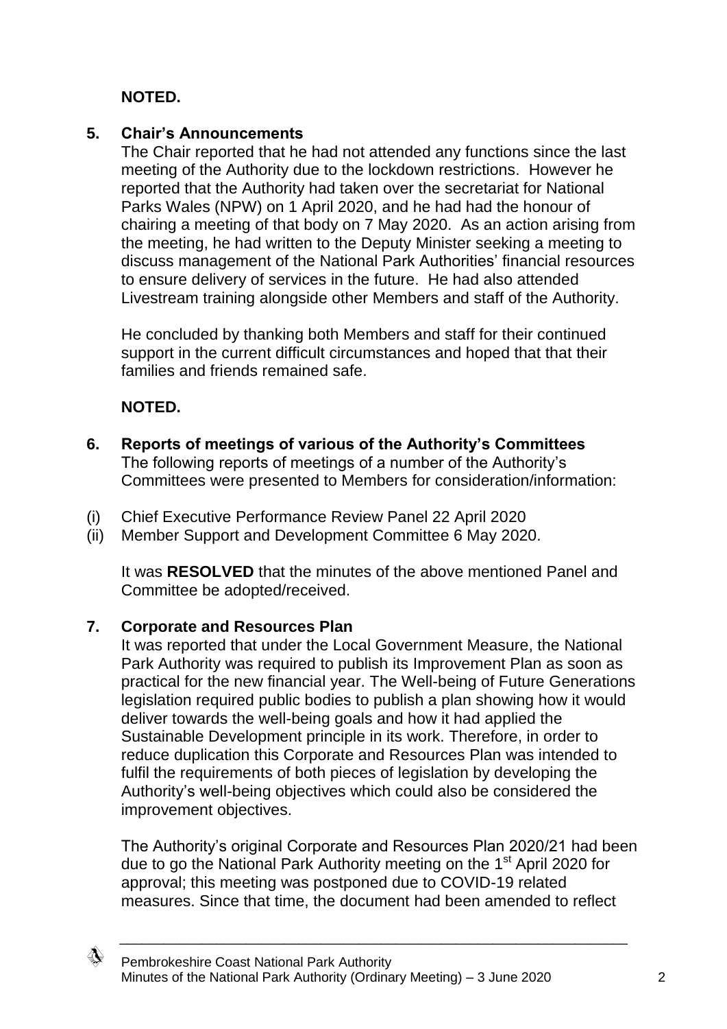**NOTED.**

## 5. Chair's Announcements

The Chair reported that he had not attended any functions since the last meeting of the Authority due to the lockdown restrictions. However he reported that the Authority had taken over the secretariat for National Parks Wales (NPW) on 1 April 2020, and he had had the honour of chairing a meeting of that body on 7 May 2020. As an action arising from the meeting, he had written to the Deputy Minister seeking a meeting to discuss management of the National Park Authorities' financial resources to ensure delivery of services in the future. He had also attended Livestream training alongside other Members and staff of the Authority.

He concluded by thanking both Members and staff for their continued support in the current difficult circumstances and hoped that that their families and friends remained safe.

**NOTED.**

## 6. Reports of meetings of various of the Authority's Committees

The following reports of meetings of a number of the Authority's Committees were presented to Members for consideration/information:

(i) Chief Executive Performance Review Panel 22 April 2020
(ii) Member Support and Development Committee 6 May 2020.

It was **RESOLVED** that the minutes of the above mentioned Panel and Committee be adopted/received.

## 7. Corporate and Resources Plan

It was reported that under the Local Government Measure, the National Park Authority was required to publish its Improvement Plan as soon as practical for the new financial year. The Well-being of Future Generations legislation required public bodies to publish a plan showing how it would deliver towards the well-being goals and how it had applied the Sustainable Development principle in its work. Therefore, in order to reduce duplication this Corporate and Resources Plan was intended to fulfil the requirements of both pieces of legislation by developing the Authority's well-being objectives which could also be considered the improvement objectives.

The Authority's original Corporate and Resources Plan 2020/21 had been due to go the National Park Authority meeting on the 1st April 2020 for approval; this meeting was postponed due to COVID-19 related measures. Since that time, the document had been amended to reflect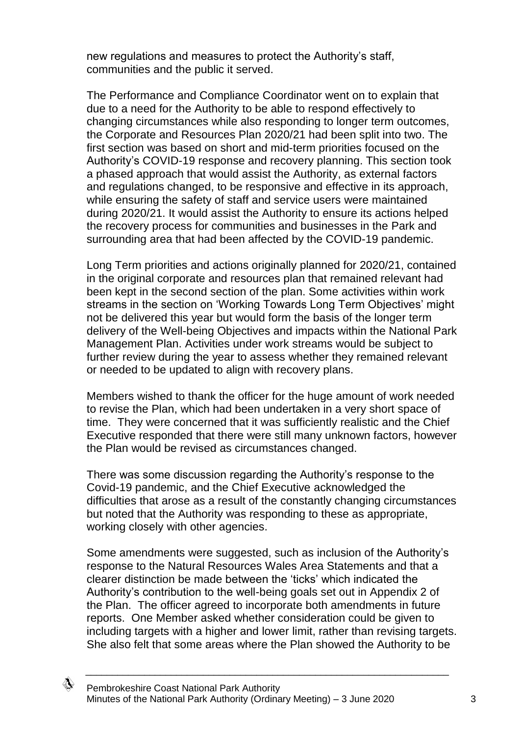new regulations and measures to protect the Authority's staff, communities and the public it served.

The Performance and Compliance Coordinator went on to explain that due to a need for the Authority to be able to respond effectively to changing circumstances while also responding to longer term outcomes, the Corporate and Resources Plan 2020/21 had been split into two. The first section was based on short and mid-term priorities focused on the Authority's COVID-19 response and recovery planning. This section took a phased approach that would assist the Authority, as external factors and regulations changed, to be responsive and effective in its approach, while ensuring the safety of staff and service users were maintained during 2020/21. It would assist the Authority to ensure its actions helped the recovery process for communities and businesses in the Park and surrounding area that had been affected by the COVID-19 pandemic.

Long Term priorities and actions originally planned for 2020/21, contained in the original corporate and resources plan that remained relevant had been kept in the second section of the plan. Some activities within work streams in the section on 'Working Towards Long Term Objectives' might not be delivered this year but would form the basis of the longer term delivery of the Well-being Objectives and impacts within the National Park Management Plan. Activities under work streams would be subject to further review during the year to assess whether they remained relevant or needed to be updated to align with recovery plans.

Members wished to thank the officer for the huge amount of work needed to revise the Plan, which had been undertaken in a very short space of time. They were concerned that it was sufficiently realistic and the Chief Executive responded that there were still many unknown factors, however the Plan would be revised as circumstances changed.

There was some discussion regarding the Authority's response to the Covid-19 pandemic, and the Chief Executive acknowledged the difficulties that arose as a result of the constantly changing circumstances but noted that the Authority was responding to these as appropriate, working closely with other agencies.

Some amendments were suggested, such as inclusion of the Authority's response to the Natural Resources Wales Area Statements and that a clearer distinction be made between the 'ticks' which indicated the Authority's contribution to the well-being goals set out in Appendix 2 of the Plan. The officer agreed to incorporate both amendments in future reports. One Member asked whether consideration could be given to including targets with a higher and lower limit, rather than revising targets. She also felt that some areas where the Plan showed the Authority to be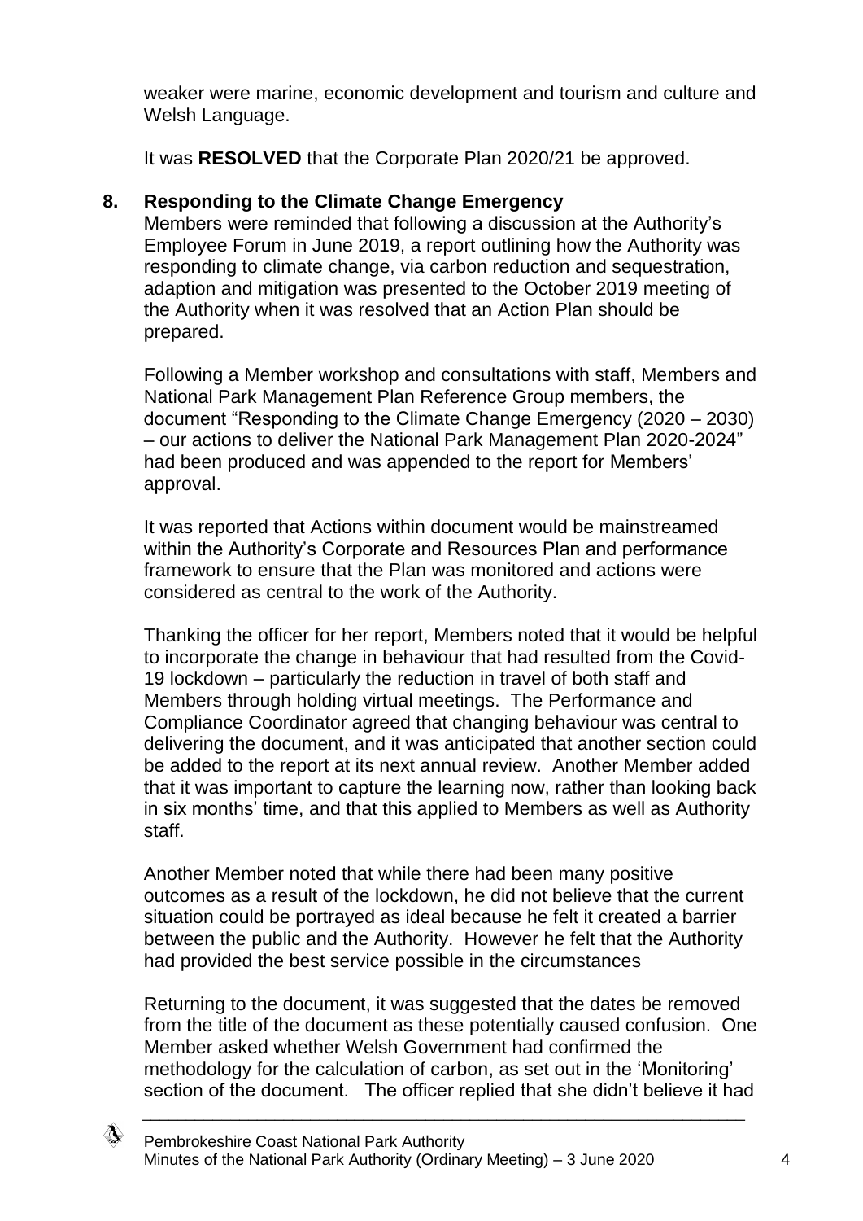weaker were marine, economic development and tourism and culture and Welsh Language.

It was **RESOLVED** that the Corporate Plan 2020/21 be approved.

## 8. Responding to the Climate Change Emergency

Members were reminded that following a discussion at the Authority's Employee Forum in June 2019, a report outlining how the Authority was responding to climate change, via carbon reduction and sequestration, adaption and mitigation was presented to the October 2019 meeting of the Authority when it was resolved that an Action Plan should be prepared.

Following a Member workshop and consultations with staff, Members and National Park Management Plan Reference Group members, the document "Responding to the Climate Change Emergency (2020 – 2030) – our actions to deliver the National Park Management Plan 2020-2024" had been produced and was appended to the report for Members' approval.

It was reported that Actions within document would be mainstreamed within the Authority's Corporate and Resources Plan and performance framework to ensure that the Plan was monitored and actions were considered as central to the work of the Authority.

Thanking the officer for her report, Members noted that it would be helpful to incorporate the change in behaviour that had resulted from the Covid-19 lockdown – particularly the reduction in travel of both staff and Members through holding virtual meetings. The Performance and Compliance Coordinator agreed that changing behaviour was central to delivering the document, and it was anticipated that another section could be added to the report at its next annual review. Another Member added that it was important to capture the learning now, rather than looking back in six months' time, and that this applied to Members as well as Authority staff.

Another Member noted that while there had been many positive outcomes as a result of the lockdown, he did not believe that the current situation could be portrayed as ideal because he felt it created a barrier between the public and the Authority. However he felt that the Authority had provided the best service possible in the circumstances

Returning to the document, it was suggested that the dates be removed from the title of the document as these potentially caused confusion. One Member asked whether Welsh Government had confirmed the methodology for the calculation of carbon, as set out in the 'Monitoring' section of the document. The officer replied that she didn't believe it had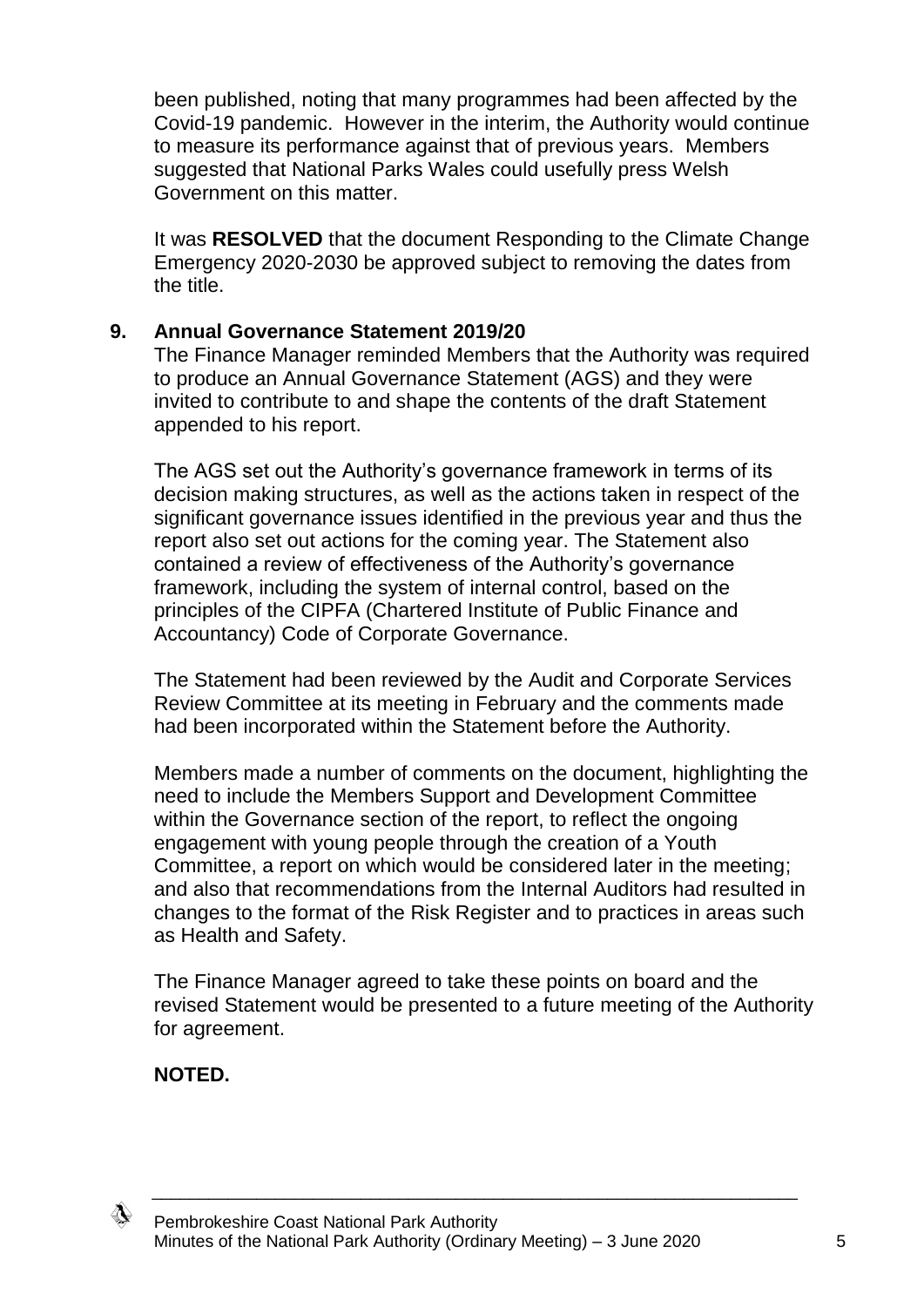been published, noting that many programmes had been affected by the Covid-19 pandemic. However in the interim, the Authority would continue to measure its performance against that of previous years. Members suggested that National Parks Wales could usefully press Welsh Government on this matter.

It was **RESOLVED** that the document Responding to the Climate Change Emergency 2020-2030 be approved subject to removing the dates from the title.

## 9. Annual Governance Statement 2019/20

The Finance Manager reminded Members that the Authority was required to produce an Annual Governance Statement (AGS) and they were invited to contribute to and shape the contents of the draft Statement appended to his report.

The AGS set out the Authority's governance framework in terms of its decision making structures, as well as the actions taken in respect of the significant governance issues identified in the previous year and thus the report also set out actions for the coming year. The Statement also contained a review of effectiveness of the Authority's governance framework, including the system of internal control, based on the principles of the CIPFA (Chartered Institute of Public Finance and Accountancy) Code of Corporate Governance.

The Statement had been reviewed by the Audit and Corporate Services Review Committee at its meeting in February and the comments made had been incorporated within the Statement before the Authority.

Members made a number of comments on the document, highlighting the need to include the Members Support and Development Committee within the Governance section of the report, to reflect the ongoing engagement with young people through the creation of a Youth Committee, a report on which would be considered later in the meeting; and also that recommendations from the Internal Auditors had resulted in changes to the format of the Risk Register and to practices in areas such as Health and Safety.

The Finance Manager agreed to take these points on board and the revised Statement would be presented to a future meeting of the Authority for agreement.

**NOTED.**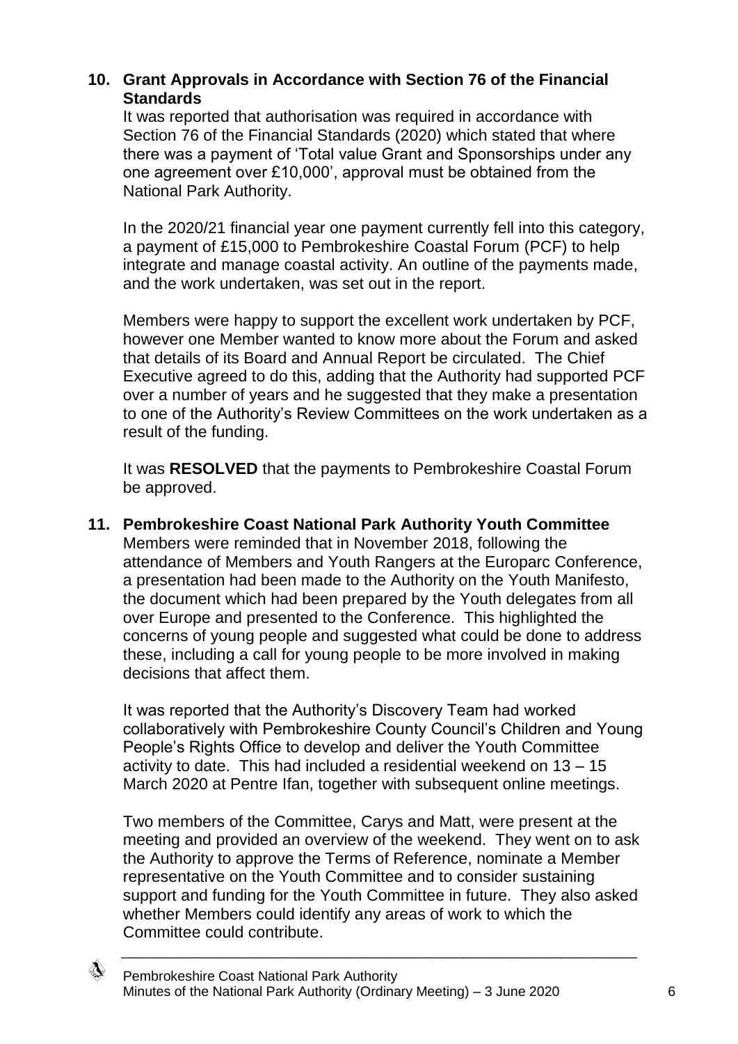**10. Grant Approvals in Accordance with Section 76 of the Financial Standards**

It was reported that authorisation was required in accordance with Section 76 of the Financial Standards (2020) which stated that where there was a payment of 'Total value Grant and Sponsorships under any one agreement over £10,000', approval must be obtained from the National Park Authority.

In the 2020/21 financial year one payment currently fell into this category, a payment of £15,000 to Pembrokeshire Coastal Forum (PCF) to help integrate and manage coastal activity. An outline of the payments made, and the work undertaken, was set out in the report.

Members were happy to support the excellent work undertaken by PCF, however one Member wanted to know more about the Forum and asked that details of its Board and Annual Report be circulated. The Chief Executive agreed to do this, adding that the Authority had supported PCF over a number of years and he suggested that they make a presentation to one of the Authority's Review Committees on the work undertaken as a result of the funding.

It was **RESOLVED** that the payments to Pembrokeshire Coastal Forum be approved.

**11. Pembrokeshire Coast National Park Authority Youth Committee**

Members were reminded that in November 2018, following the attendance of Members and Youth Rangers at the Europarc Conference, a presentation had been made to the Authority on the Youth Manifesto, the document which had been prepared by the Youth delegates from all over Europe and presented to the Conference. This highlighted the concerns of young people and suggested what could be done to address these, including a call for young people to be more involved in making decisions that affect them.

It was reported that the Authority's Discovery Team had worked collaboratively with Pembrokeshire County Council's Children and Young People's Rights Office to develop and deliver the Youth Committee activity to date. This had included a residential weekend on 13 – 15 March 2020 at Pentre Ifan, together with subsequent online meetings.

Two members of the Committee, Carys and Matt, were present at the meeting and provided an overview of the weekend. They went on to ask the Authority to approve the Terms of Reference, nominate a Member representative on the Youth Committee and to consider sustaining support and funding for the Youth Committee in future. They also asked whether Members could identify any areas of work to which the Committee could contribute.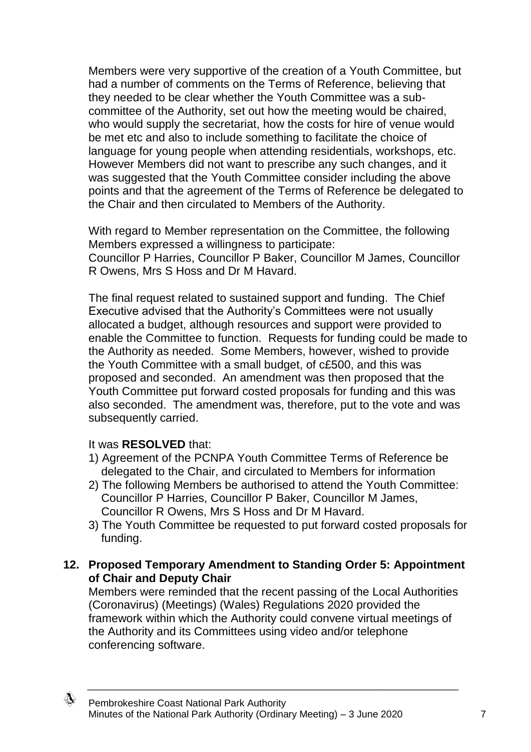Members were very supportive of the creation of a Youth Committee, but had a number of comments on the Terms of Reference, believing that they needed to be clear whether the Youth Committee was a sub-committee of the Authority, set out how the meeting would be chaired, who would supply the secretariat, how the costs for hire of venue would be met etc and also to include something to facilitate the choice of language for young people when attending residentials, workshops, etc. However Members did not want to prescribe any such changes, and it was suggested that the Youth Committee consider including the above points and that the agreement of the Terms of Reference be delegated to the Chair and then circulated to Members of the Authority.

With regard to Member representation on the Committee, the following Members expressed a willingness to participate:
Councillor P Harries, Councillor P Baker, Councillor M James, Councillor R Owens, Mrs S Hoss and Dr M Havard.

The final request related to sustained support and funding. The Chief Executive advised that the Authority's Committees were not usually allocated a budget, although resources and support were provided to enable the Committee to function. Requests for funding could be made to the Authority as needed. Some Members, however, wished to provide the Youth Committee with a small budget, of c£500, and this was proposed and seconded. An amendment was then proposed that the Youth Committee put forward costed proposals for funding and this was also seconded. The amendment was, therefore, put to the vote and was subsequently carried.

It was **RESOLVED** that:

1) Agreement of the PCNPA Youth Committee Terms of Reference be delegated to the Chair, and circulated to Members for information
2) The following Members be authorised to attend the Youth Committee: Councillor P Harries, Councillor P Baker, Councillor M James, Councillor R Owens, Mrs S Hoss and Dr M Havard.
3) The Youth Committee be requested to put forward costed proposals for funding.

## 12. Proposed Temporary Amendment to Standing Order 5: Appointment of Chair and Deputy Chair

Members were reminded that the recent passing of the Local Authorities (Coronavirus) (Meetings) (Wales) Regulations 2020 provided the framework within which the Authority could convene virtual meetings of the Authority and its Committees using video and/or telephone conferencing software.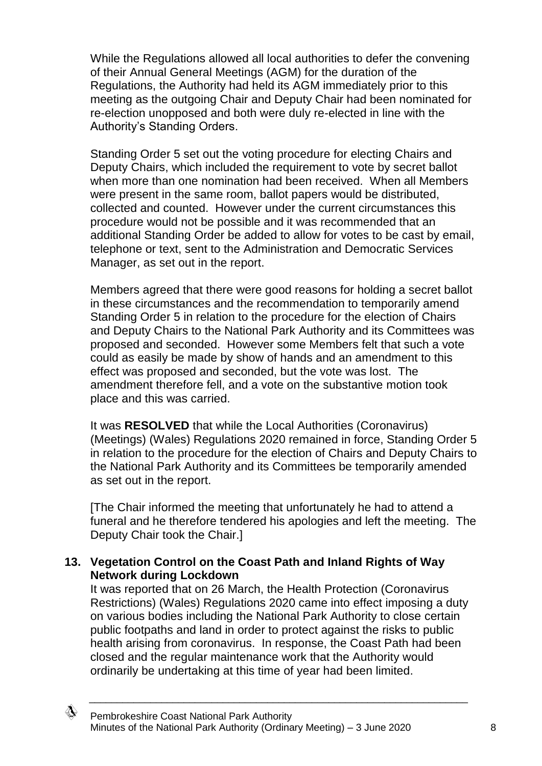While the Regulations allowed all local authorities to defer the convening of their Annual General Meetings (AGM) for the duration of the Regulations, the Authority had held its AGM immediately prior to this meeting as the outgoing Chair and Deputy Chair had been nominated for re-election unopposed and both were duly re-elected in line with the Authority's Standing Orders.

Standing Order 5 set out the voting procedure for electing Chairs and Deputy Chairs, which included the requirement to vote by secret ballot when more than one nomination had been received. When all Members were present in the same room, ballot papers would be distributed, collected and counted. However under the current circumstances this procedure would not be possible and it was recommended that an additional Standing Order be added to allow for votes to be cast by email, telephone or text, sent to the Administration and Democratic Services Manager, as set out in the report.

Members agreed that there were good reasons for holding a secret ballot in these circumstances and the recommendation to temporarily amend Standing Order 5 in relation to the procedure for the election of Chairs and Deputy Chairs to the National Park Authority and its Committees was proposed and seconded. However some Members felt that such a vote could as easily be made by show of hands and an amendment to this effect was proposed and seconded, but the vote was lost. The amendment therefore fell, and a vote on the substantive motion took place and this was carried.

It was **RESOLVED** that while the Local Authorities (Coronavirus) (Meetings) (Wales) Regulations 2020 remained in force, Standing Order 5 in relation to the procedure for the election of Chairs and Deputy Chairs to the National Park Authority and its Committees be temporarily amended as set out in the report.

[The Chair informed the meeting that unfortunately he had to attend a funeral and he therefore tendered his apologies and left the meeting. The Deputy Chair took the Chair.]

**13. Vegetation Control on the Coast Path and Inland Rights of Way Network during Lockdown**

It was reported that on 26 March, the Health Protection (Coronavirus Restrictions) (Wales) Regulations 2020 came into effect imposing a duty on various bodies including the National Park Authority to close certain public footpaths and land in order to protect against the risks to public health arising from coronavirus. In response, the Coast Path had been closed and the regular maintenance work that the Authority would ordinarily be undertaking at this time of year had been limited.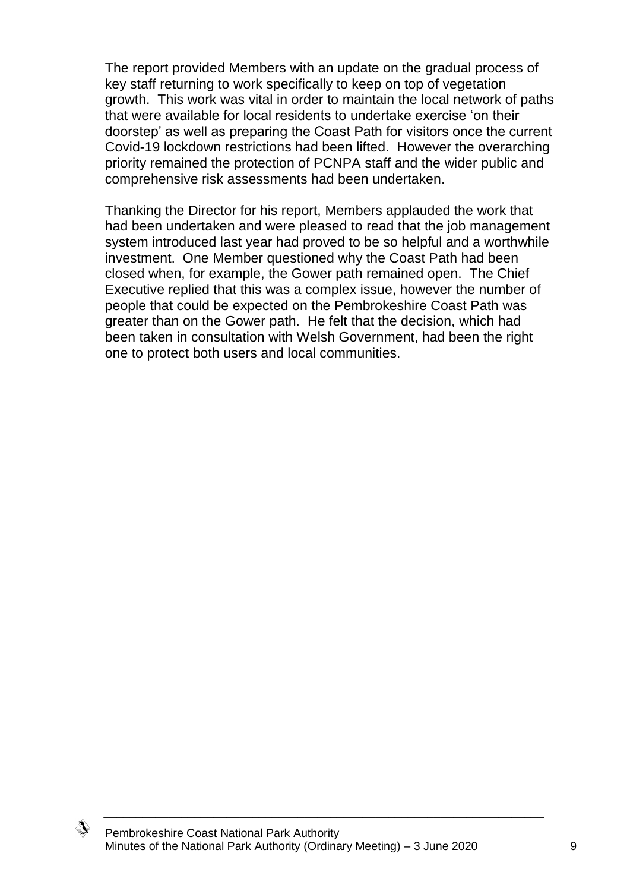The report provided Members with an update on the gradual process of key staff returning to work specifically to keep on top of vegetation growth. This work was vital in order to maintain the local network of paths that were available for local residents to undertake exercise 'on their doorstep' as well as preparing the Coast Path for visitors once the current Covid-19 lockdown restrictions had been lifted. However the overarching priority remained the protection of PCNPA staff and the wider public and comprehensive risk assessments had been undertaken.

Thanking the Director for his report, Members applauded the work that had been undertaken and were pleased to read that the job management system introduced last year had proved to be so helpful and a worthwhile investment. One Member questioned why the Coast Path had been closed when, for example, the Gower path remained open. The Chief Executive replied that this was a complex issue, however the number of people that could be expected on the Pembrokeshire Coast Path was greater than on the Gower path. He felt that the decision, which had been taken in consultation with Welsh Government, had been the right one to protect both users and local communities.